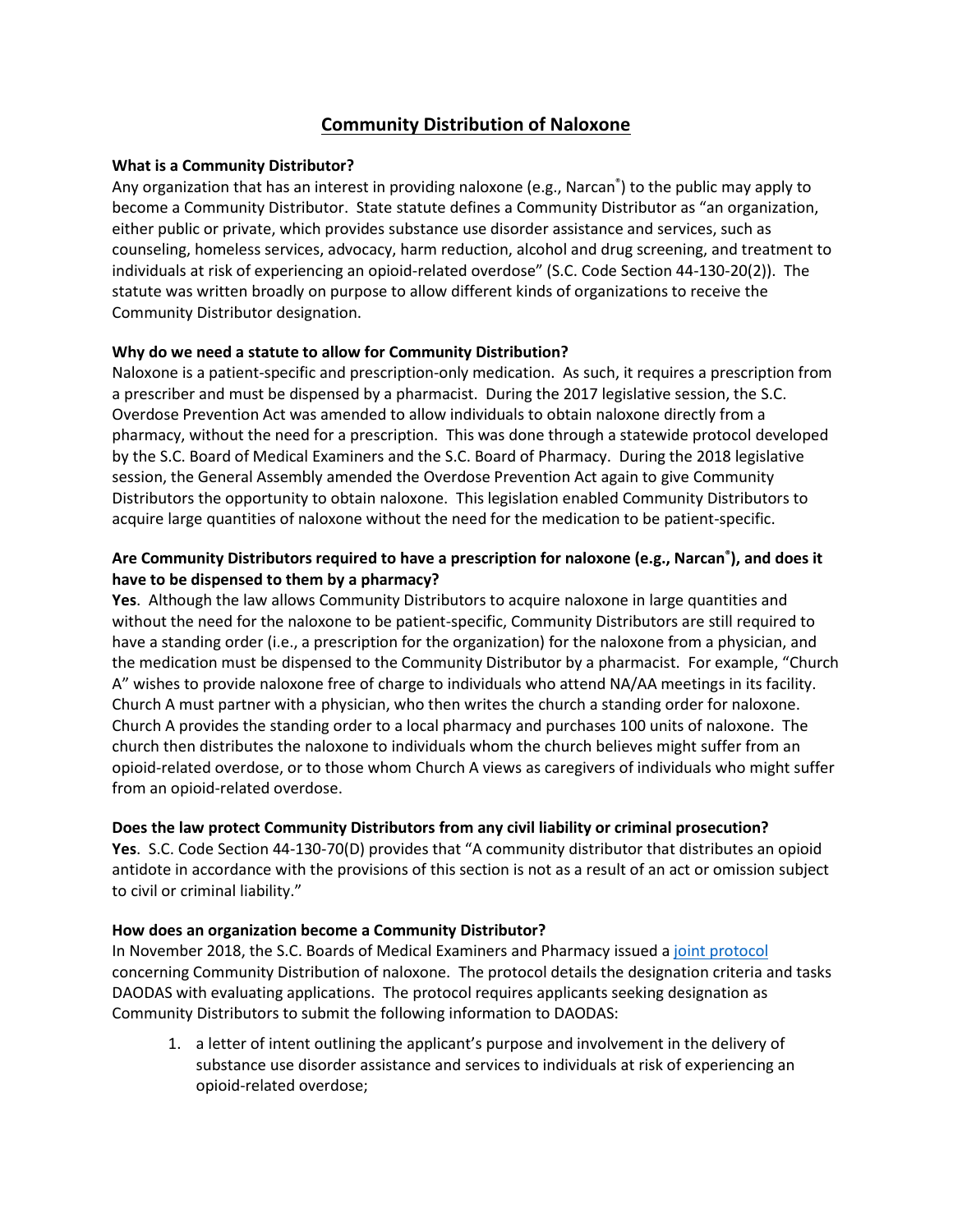# Community Distribution of Naloxone

**What is a Community Distributor?**

Any organization that has an interest in providing naloxone (e.g., Narcan®) to the public may apply to become a Community Distributor. State statute defines a Community Distributor as "an organization, either public or private, which provides substance use disorder assistance and services, such as counseling, homeless services, advocacy, harm reduction, alcohol and drug screening, and treatment to individuals at risk of experiencing an opioid-related overdose" (S.C. Code Section 44-130-20(2)). The statute was written broadly on purpose to allow different kinds of organizations to receive the Community Distributor designation.

**Why do we need a statute to allow for Community Distribution?**

Naloxone is a patient-specific and prescription-only medication. As such, it requires a prescription from a prescriber and must be dispensed by a pharmacist. During the 2017 legislative session, the S.C. Overdose Prevention Act was amended to allow individuals to obtain naloxone directly from a pharmacy, without the need for a prescription. This was done through a statewide protocol developed by the S.C. Board of Medical Examiners and the S.C. Board of Pharmacy. During the 2018 legislative session, the General Assembly amended the Overdose Prevention Act again to give Community Distributors the opportunity to obtain naloxone. This legislation enabled Community Distributors to acquire large quantities of naloxone without the need for the medication to be patient-specific.

**Are Community Distributors required to have a prescription for naloxone (e.g., Narcan®), and does it have to be dispensed to them by a pharmacy?**

**Yes**. Although the law allows Community Distributors to acquire naloxone in large quantities and without the need for the naloxone to be patient-specific, Community Distributors are still required to have a standing order (i.e., a prescription for the organization) for the naloxone from a physician, and the medication must be dispensed to the Community Distributor by a pharmacist. For example, "Church A" wishes to provide naloxone free of charge to individuals who attend NA/AA meetings in its facility. Church A must partner with a physician, who then writes the church a standing order for naloxone. Church A provides the standing order to a local pharmacy and purchases 100 units of naloxone. The church then distributes the naloxone to individuals whom the church believes might suffer from an opioid-related overdose, or to those whom Church A views as caregivers of individuals who might suffer from an opioid-related overdose.

**Does the law protect Community Distributors from any civil liability or criminal prosecution?**

**Yes**. S.C. Code Section 44-130-70(D) provides that "A community distributor that distributes an opioid antidote in accordance with the provisions of this section is not as a result of an act or omission subject to civil or criminal liability."

**How does an organization become a Community Distributor?**

In November 2018, the S.C. Boards of Medical Examiners and Pharmacy issued a joint protocol concerning Community Distribution of naloxone. The protocol details the designation criteria and tasks DAODAS with evaluating applications. The protocol requires applicants seeking designation as Community Distributors to submit the following information to DAODAS:

1. a letter of intent outlining the applicant's purpose and involvement in the delivery of substance use disorder assistance and services to individuals at risk of experiencing an opioid-related overdose;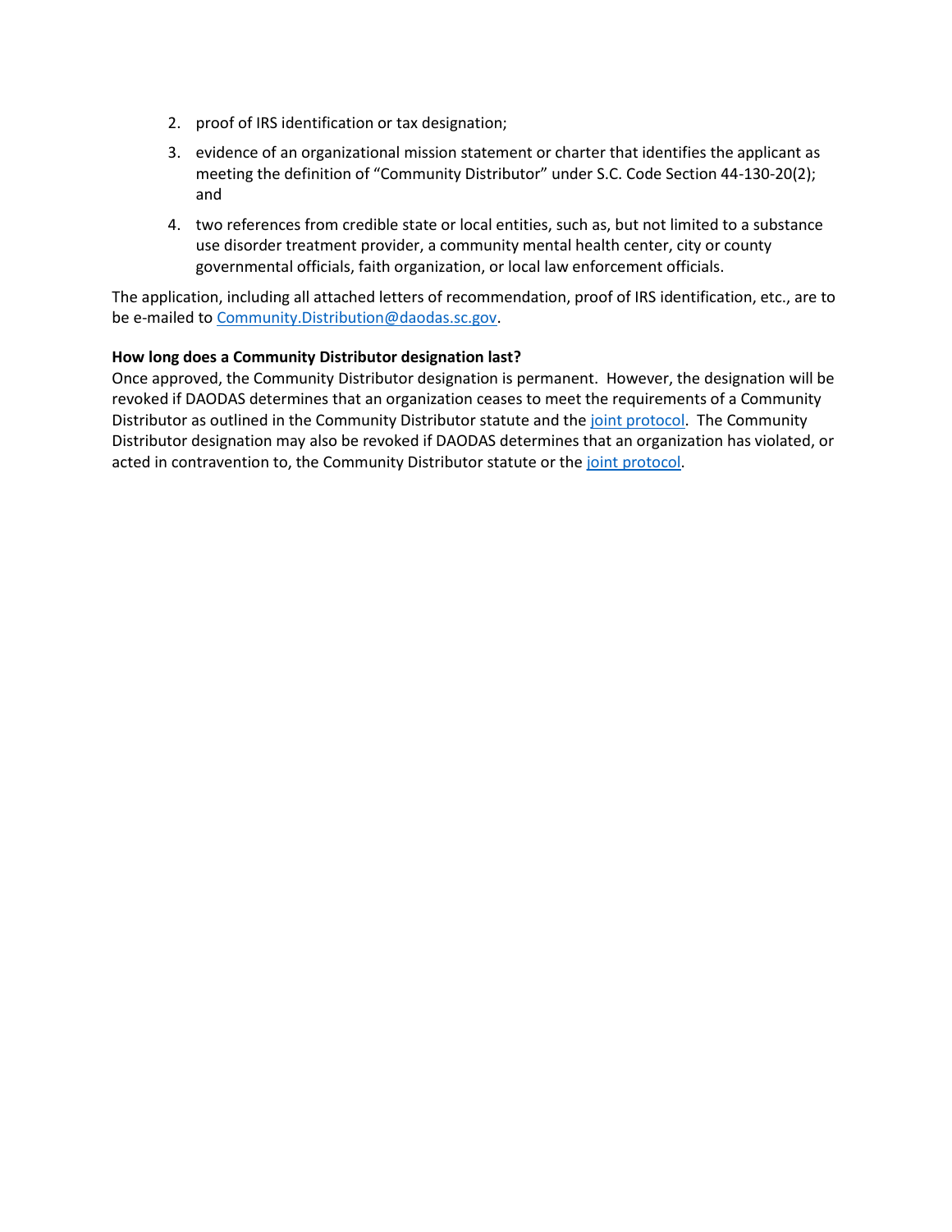2. proof of IRS identification or tax designation;
3. evidence of an organizational mission statement or charter that identifies the applicant as meeting the definition of "Community Distributor" under S.C. Code Section 44-130-20(2); and
4. two references from credible state or local entities, such as, but not limited to a substance use disorder treatment provider, a community mental health center, city or county governmental officials, faith organization, or local law enforcement officials.

The application, including all attached letters of recommendation, proof of IRS identification, etc., are to be e-mailed to Community.Distribution@daodas.sc.gov.

**How long does a Community Distributor designation last?**

Once approved, the Community Distributor designation is permanent. However, the designation will be revoked if DAODAS determines that an organization ceases to meet the requirements of a Community Distributor as outlined in the Community Distributor statute and the joint protocol. The Community Distributor designation may also be revoked if DAODAS determines that an organization has violated, or acted in contravention to, the Community Distributor statute or the joint protocol.